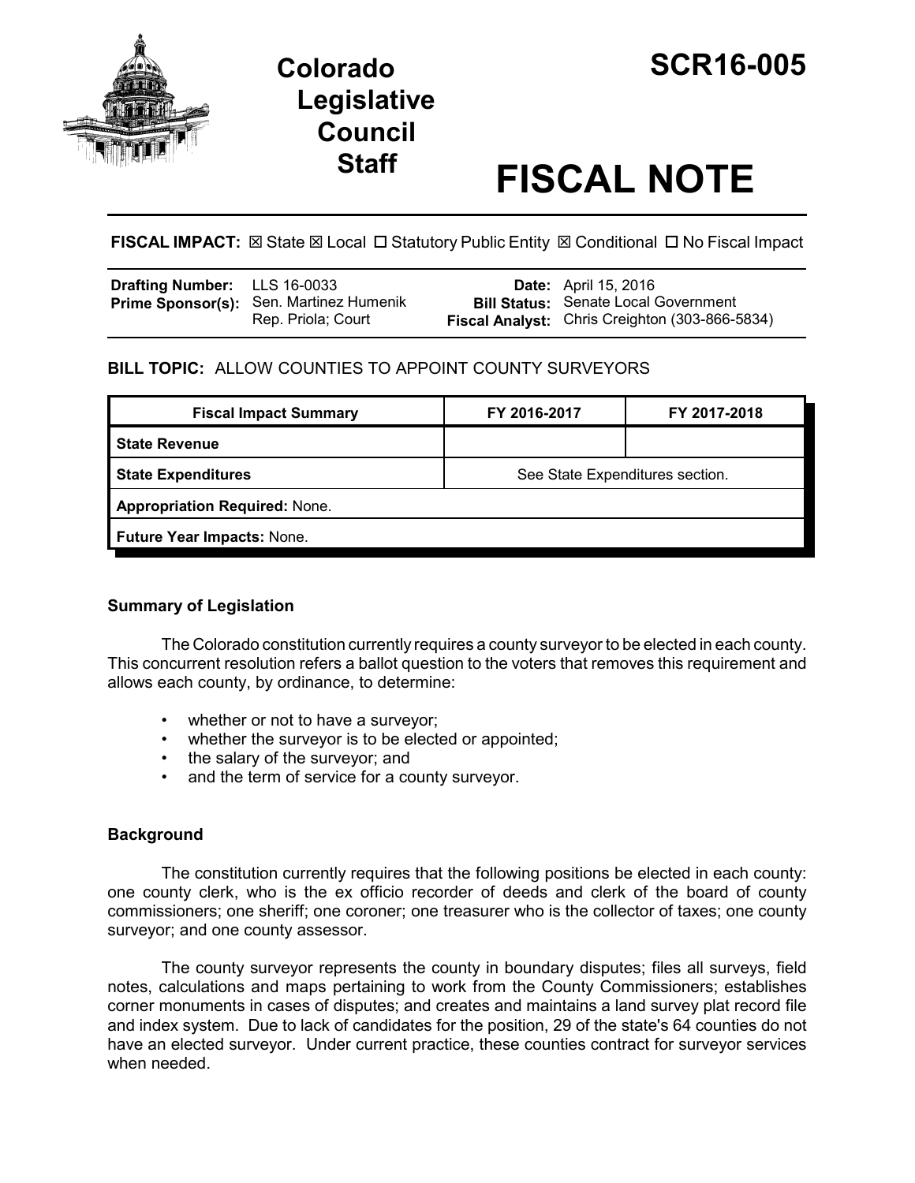# Colorado Legislative Council Staff

# SCR16-005

# FISCAL NOTE

**FISCAL IMPACT:** ☒ State ☒ Local ☐ Statutory Public Entity ☒ Conditional ☐ No Fiscal Impact

| | | | |
|---|---|---|---|
| **Drafting Number:** | LLS 16-0033 | **Date:** | April 15, 2016 |
| **Prime Sponsor(s):** | Sen. Martinez Humenik<br>Rep. Priola; Court | **Bill Status:** | Senate Local Government |
| | | **Fiscal Analyst:** | Chris Creighton (303-866-5834) |

**BILL TOPIC:** ALLOW COUNTIES TO APPOINT COUNTY SURVEYORS

| Fiscal Impact Summary | FY 2016-2017 | FY 2017-2018 |
|---|---|---|
| **State Revenue** | | |
| **State Expenditures** | See State Expenditures section. | |
| **Appropriation Required:** None. | | |
| **Future Year Impacts:** None. | | |

### Summary of Legislation

The Colorado constitution currently requires a county surveyor to be elected in each county. This concurrent resolution refers a ballot question to the voters that removes this requirement and allows each county, by ordinance, to determine:

- whether or not to have a surveyor;
- whether the surveyor is to be elected or appointed;
- the salary of the surveyor; and
- and the term of service for a county surveyor.

### Background

The constitution currently requires that the following positions be elected in each county: one county clerk, who is the ex officio recorder of deeds and clerk of the board of county commissioners; one sheriff; one coroner; one treasurer who is the collector of taxes; one county surveyor; and one county assessor.

The county surveyor represents the county in boundary disputes; files all surveys, field notes, calculations and maps pertaining to work from the County Commissioners; establishes corner monuments in cases of disputes; and creates and maintains a land survey plat record file and index system. Due to lack of candidates for the position, 29 of the state's 64 counties do not have an elected surveyor. Under current practice, these counties contract for surveyor services when needed.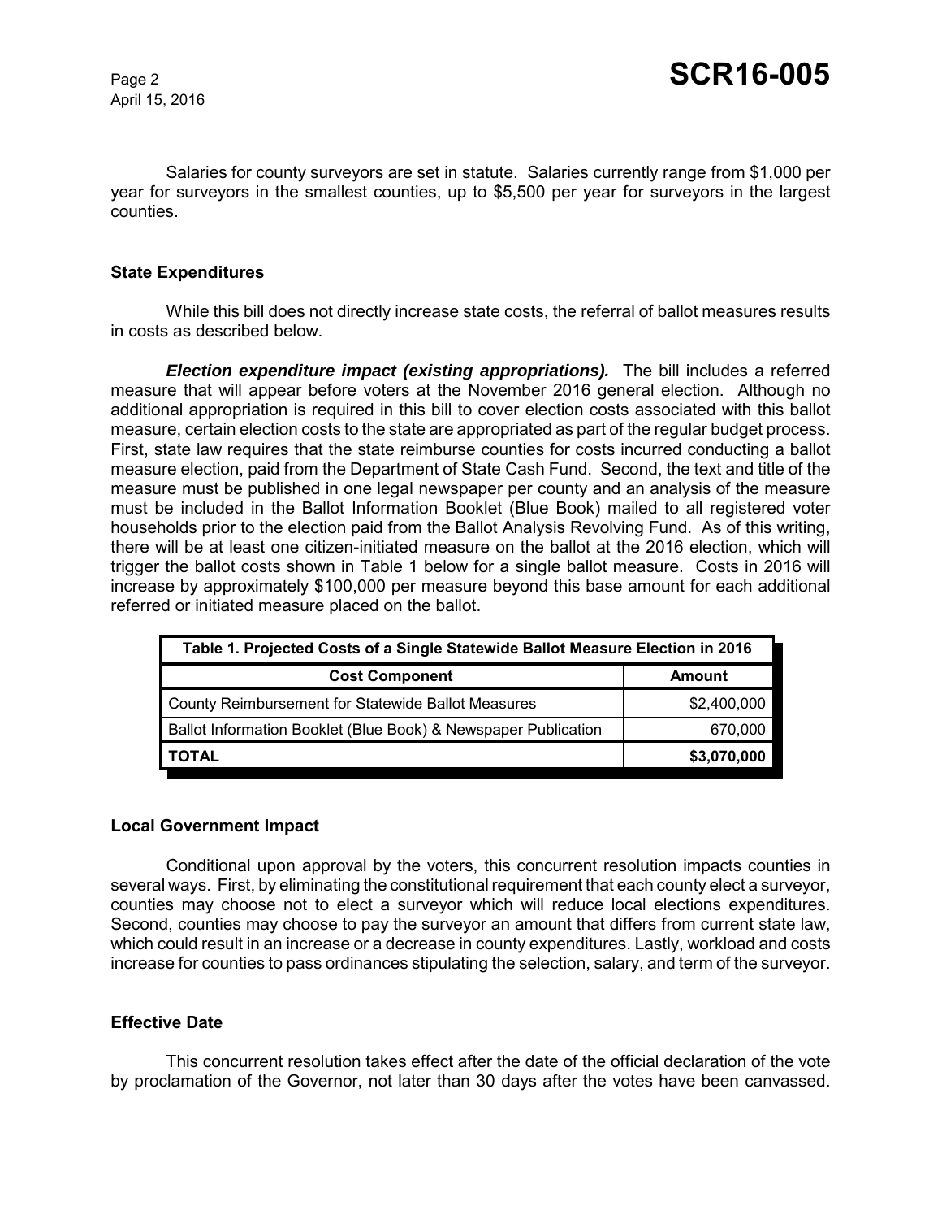Salaries for county surveyors are set in statute. Salaries currently range from $1,000 per year for surveyors in the smallest counties, up to $5,500 per year for surveyors in the largest counties.

### State Expenditures

While this bill does not directly increase state costs, the referral of ballot measures results in costs as described below.

***Election expenditure impact (existing appropriations).*** The bill includes a referred measure that will appear before voters at the November 2016 general election. Although no additional appropriation is required in this bill to cover election costs associated with this ballot measure, certain election costs to the state are appropriated as part of the regular budget process. First, state law requires that the state reimburse counties for costs incurred conducting a ballot measure election, paid from the Department of State Cash Fund. Second, the text and title of the measure must be published in one legal newspaper per county and an analysis of the measure must be included in the Ballot Information Booklet (Blue Book) mailed to all registered voter households prior to the election paid from the Ballot Analysis Revolving Fund. As of this writing, there will be at least one citizen-initiated measure on the ballot at the 2016 election, which will trigger the ballot costs shown in Table 1 below for a single ballot measure. Costs in 2016 will increase by approximately $100,000 per measure beyond this base amount for each additional referred or initiated measure placed on the ballot.

**Table 1. Projected Costs of a Single Statewide Ballot Measure Election in 2016**

| Cost Component | Amount |
|---|---|
| County Reimbursement for Statewide Ballot Measures | $2,400,000 |
| Ballot Information Booklet (Blue Book) & Newspaper Publication | 670,000 |
| **TOTAL** | **$3,070,000** |

### Local Government Impact

Conditional upon approval by the voters, this concurrent resolution impacts counties in several ways. First, by eliminating the constitutional requirement that each county elect a surveyor, counties may choose not to elect a surveyor which will reduce local elections expenditures. Second, counties may choose to pay the surveyor an amount that differs from current state law, which could result in an increase or a decrease in county expenditures. Lastly, workload and costs increase for counties to pass ordinances stipulating the selection, salary, and term of the surveyor.

### Effective Date

This concurrent resolution takes effect after the date of the official declaration of the vote by proclamation of the Governor, not later than 30 days after the votes have been canvassed.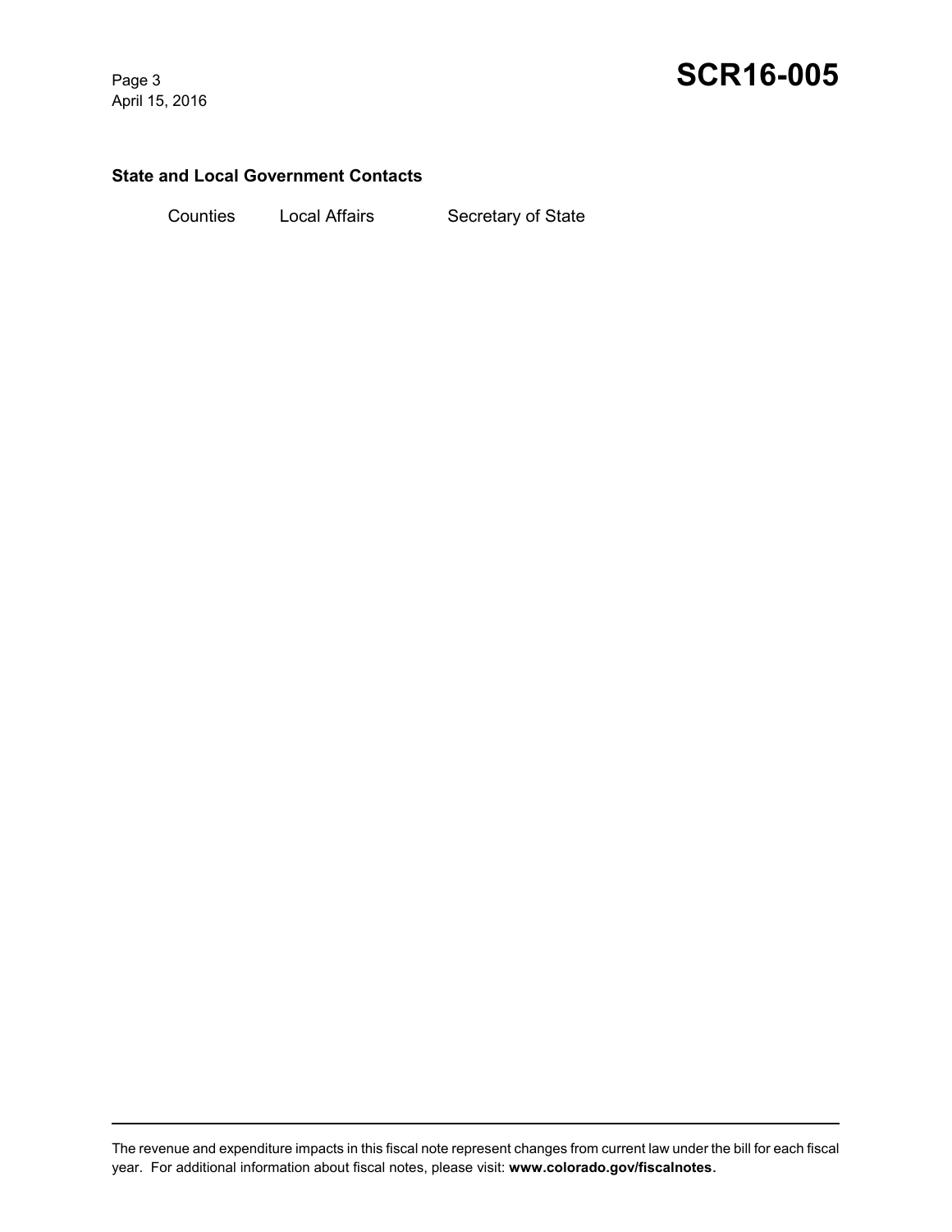## State and Local Government Contacts

Counties    Local Affairs    Secretary of State

The revenue and expenditure impacts in this fiscal note represent changes from current law under the bill for each fiscal year. For additional information about fiscal notes, please visit: **www.colorado.gov/fiscalnotes.**